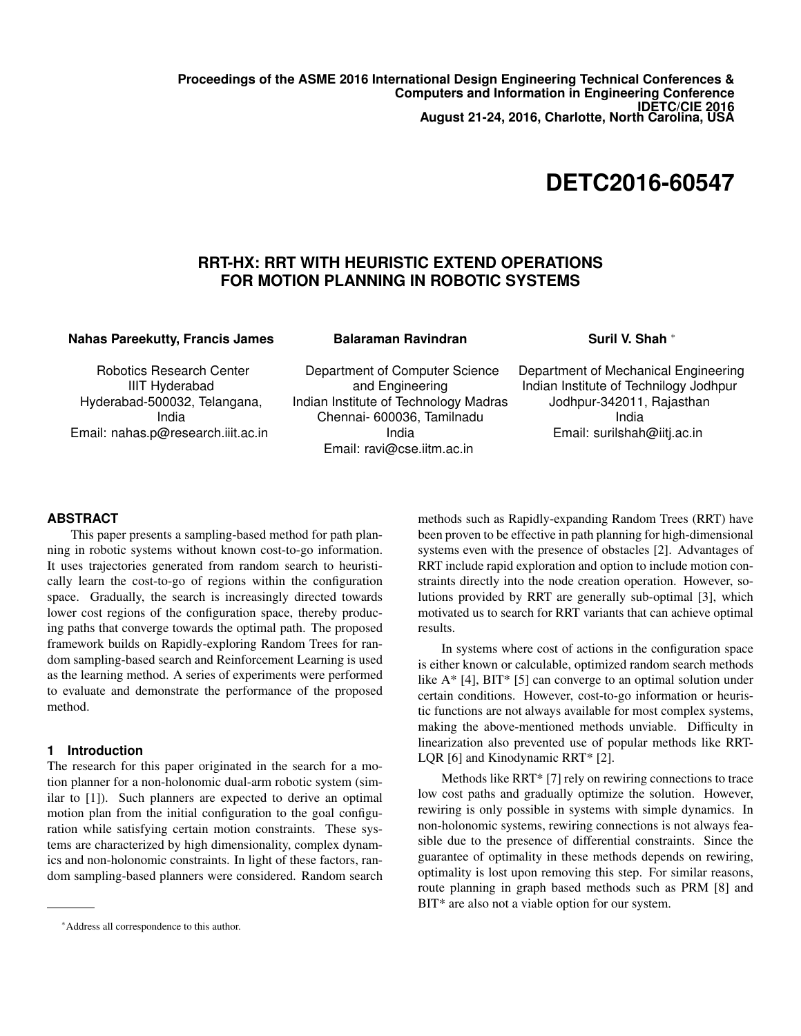Proceedings of the ASME 2016 International Design Engineering Technical Conferences & Computers and Information in Engineering Conference
IDETC/CIE 2016
August 21-24, 2016, Charlotte, North Carolina, USA

# DETC2016-60547

## RRT-HX: RRT WITH HEURISTIC EXTEND OPERATIONS FOR MOTION PLANNING IN ROBOTIC SYSTEMS

**Nahas Pareekutty, Francis James**
Robotics Research Center
IIIT Hyderabad
Hyderabad-500032, Telangana,
India
Email: nahas.p@research.iiit.ac.in

**Balaraman Ravindran**
Department of Computer Science
and Engineering
Indian Institute of Technology Madras
Chennai- 600036, Tamilnadu
India
Email: ravi@cse.iitm.ac.in

**Suril V. Shah** *
Department of Mechanical Engineering
Indian Institute of Technilogy Jodhpur
Jodhpur-342011, Rajasthan
India
Email: surilshah@iitj.ac.in

### ABSTRACT

This paper presents a sampling-based method for path planning in robotic systems without known cost-to-go information. It uses trajectories generated from random search to heuristically learn the cost-to-go of regions within the configuration space. Gradually, the search is increasingly directed towards lower cost regions of the configuration space, thereby producing paths that converge towards the optimal path. The proposed framework builds on Rapidly-exploring Random Trees for random sampling-based search and Reinforcement Learning is used as the learning method. A series of experiments were performed to evaluate and demonstrate the performance of the proposed method.

### 1 Introduction

The research for this paper originated in the search for a motion planner for a non-holonomic dual-arm robotic system (similar to [1]). Such planners are expected to derive an optimal motion plan from the initial configuration to the goal configuration while satisfying certain motion constraints. These systems are characterized by high dimensionality, complex dynamics and non-holonomic constraints. In light of these factors, random sampling-based planners were considered. Random search methods such as Rapidly-expanding Random Trees (RRT) have been proven to be effective in path planning for high-dimensional systems even with the presence of obstacles [2]. Advantages of RRT include rapid exploration and option to include motion constraints directly into the node creation operation. However, solutions provided by RRT are generally sub-optimal [3], which motivated us to search for RRT variants that can achieve optimal results.

In systems where cost of actions in the configuration space is either known or calculable, optimized random search methods like A* [4], BIT* [5] can converge to an optimal solution under certain conditions. However, cost-to-go information or heuristic functions are not always available for most complex systems, making the above-mentioned methods unviable. Difficulty in linearization also prevented use of popular methods like RRT-LQR [6] and Kinodynamic RRT* [2].

Methods like RRT* [7] rely on rewiring connections to trace low cost paths and gradually optimize the solution. However, rewiring is only possible in systems with simple dynamics. In non-holonomic systems, rewiring connections is not always feasible due to the presence of differential constraints. Since the guarantee of optimality in these methods depends on rewiring, optimality is lost upon removing this step. For similar reasons, route planning in graph based methods such as PRM [8] and BIT* are also not a viable option for our system.

*Address all correspondence to this author.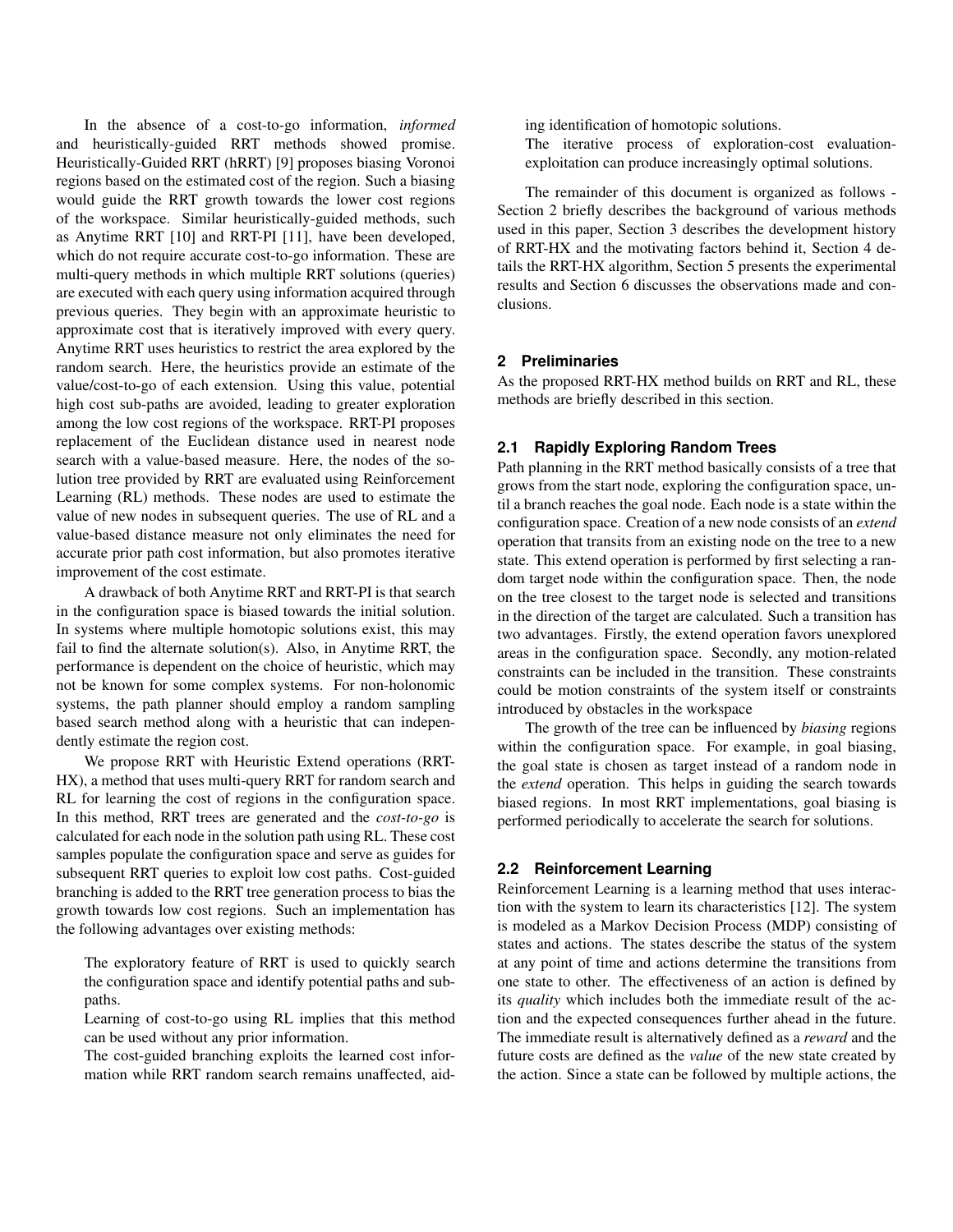In the absence of a cost-to-go information, *informed* and heuristically-guided RRT methods showed promise. Heuristically-Guided RRT (hRRT) [9] proposes biasing Voronoi regions based on the estimated cost of the region. Such a biasing would guide the RRT growth towards the lower cost regions of the workspace. Similar heuristically-guided methods, such as Anytime RRT [10] and RRT-PI [11], have been developed, which do not require accurate cost-to-go information. These are multi-query methods in which multiple RRT solutions (queries) are executed with each query using information acquired through previous queries. They begin with an approximate heuristic to approximate cost that is iteratively improved with every query. Anytime RRT uses heuristics to restrict the area explored by the random search. Here, the heuristics provide an estimate of the value/cost-to-go of each extension. Using this value, potential high cost sub-paths are avoided, leading to greater exploration among the low cost regions of the workspace. RRT-PI proposes replacement of the Euclidean distance used in nearest node search with a value-based measure. Here, the nodes of the solution tree provided by RRT are evaluated using Reinforcement Learning (RL) methods. These nodes are used to estimate the value of new nodes in subsequent queries. The use of RL and a value-based distance measure not only eliminates the need for accurate prior path cost information, but also promotes iterative improvement of the cost estimate.

A drawback of both Anytime RRT and RRT-PI is that search in the configuration space is biased towards the initial solution. In systems where multiple homotopic solutions exist, this may fail to find the alternate solution(s). Also, in Anytime RRT, the performance is dependent on the choice of heuristic, which may not be known for some complex systems. For non-holonomic systems, the path planner should employ a random sampling based search method along with a heuristic that can independently estimate the region cost.

We propose RRT with Heuristic Extend operations (RRT-HX), a method that uses multi-query RRT for random search and RL for learning the cost of regions in the configuration space. In this method, RRT trees are generated and the *cost-to-go* is calculated for each node in the solution path using RL. These cost samples populate the configuration space and serve as guides for subsequent RRT queries to exploit low cost paths. Cost-guided branching is added to the RRT tree generation process to bias the growth towards low cost regions. Such an implementation has the following advantages over existing methods:

- The exploratory feature of RRT is used to quickly search the configuration space and identify potential paths and sub-paths.
- Learning of cost-to-go using RL implies that this method can be used without any prior information.
- The cost-guided branching exploits the learned cost information while RRT random search remains unaffected, aiding identification of homotopic solutions.
- The iterative process of exploration-cost evaluation-exploitation can produce increasingly optimal solutions.

The remainder of this document is organized as follows - Section 2 briefly describes the background of various methods used in this paper, Section 3 describes the development history of RRT-HX and the motivating factors behind it, Section 4 details the RRT-HX algorithm, Section 5 presents the experimental results and Section 6 discusses the observations made and conclusions.

## 2 Preliminaries

As the proposed RRT-HX method builds on RRT and RL, these methods are briefly described in this section.

### 2.1 Rapidly Exploring Random Trees

Path planning in the RRT method basically consists of a tree that grows from the start node, exploring the configuration space, until a branch reaches the goal node. Each node is a state within the configuration space. Creation of a new node consists of an *extend* operation that transits from an existing node on the tree to a new state. This extend operation is performed by first selecting a random target node within the configuration space. Then, the node on the tree closest to the target node is selected and transitions in the direction of the target are calculated. Such a transition has two advantages. Firstly, the extend operation favors unexplored areas in the configuration space. Secondly, any motion-related constraints can be included in the transition. These constraints could be motion constraints of the system itself or constraints introduced by obstacles in the workspace

The growth of the tree can be influenced by *biasing* regions within the configuration space. For example, in goal biasing, the goal state is chosen as target instead of a random node in the *extend* operation. This helps in guiding the search towards biased regions. In most RRT implementations, goal biasing is performed periodically to accelerate the search for solutions.

### 2.2 Reinforcement Learning

Reinforcement Learning is a learning method that uses interaction with the system to learn its characteristics [12]. The system is modeled as a Markov Decision Process (MDP) consisting of states and actions. The states describe the status of the system at any point of time and actions determine the transitions from one state to other. The effectiveness of an action is defined by its *quality* which includes both the immediate result of the action and the expected consequences further ahead in the future. The immediate result is alternatively defined as a *reward* and the future costs are defined as the *value* of the new state created by the action. Since a state can be followed by multiple actions, the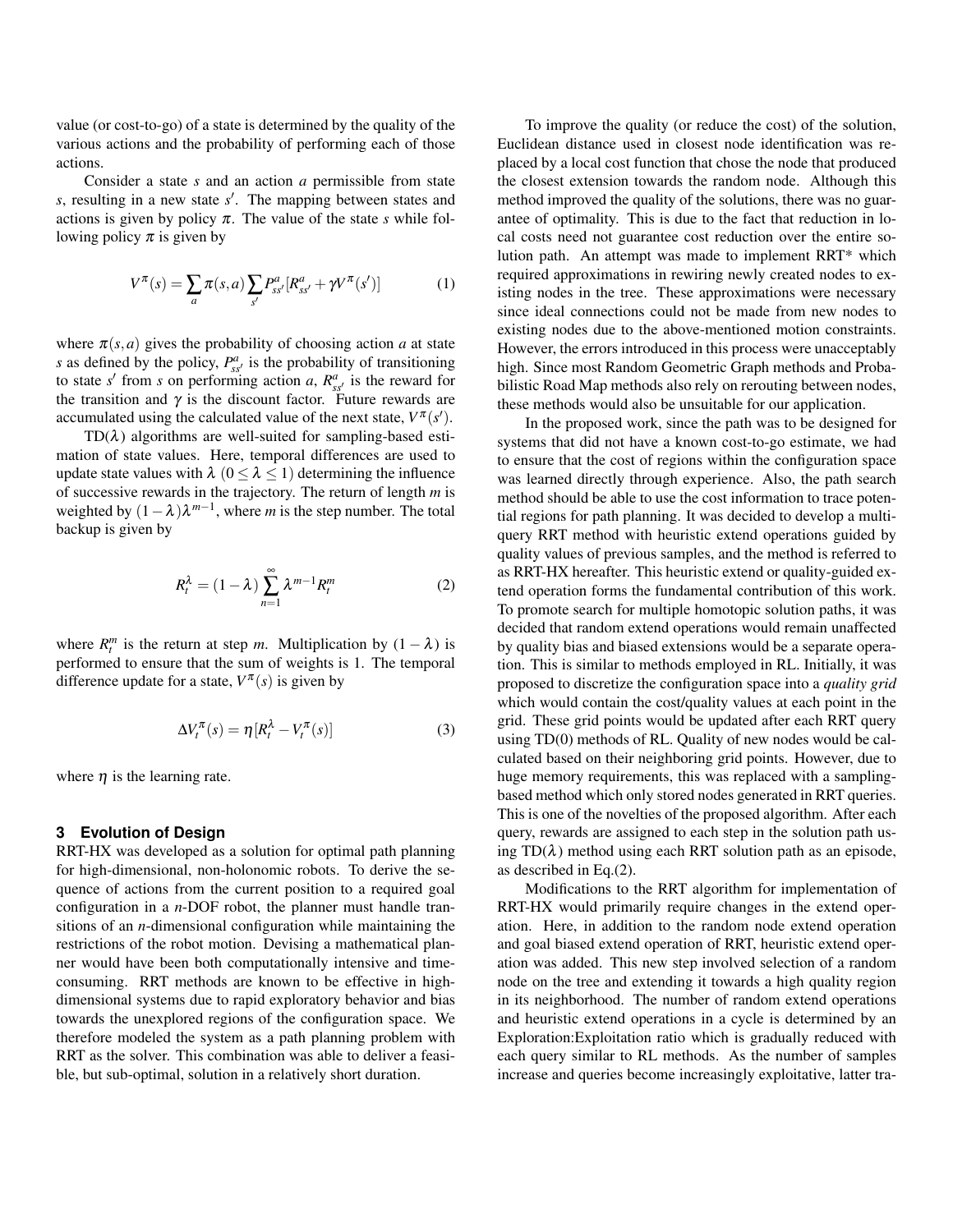value (or cost-to-go) of a state is determined by the quality of the various actions and the probability of performing each of those actions.

Consider a state $s$ and an action $a$ permissible from state $s$, resulting in a new state $s'$. The mapping between states and actions is given by policy $\pi$. The value of the state $s$ while following policy $\pi$ is given by

$$V^{\pi}(s) = \sum_{a} \pi(s,a) \sum_{s'} P^{a}_{ss'} [R^{a}_{ss'} + \gamma V^{\pi}(s')] \tag{1}$$

where $\pi(s,a)$ gives the probability of choosing action $a$ at state $s$ as defined by the policy, $P^{a}_{ss'}$ is the probability of transitioning to state $s'$ from $s$ on performing action $a$, $R^{a}_{ss'}$ is the reward for the transition and $\gamma$ is the discount factor. Future rewards are accumulated using the calculated value of the next state, $V^{\pi}(s')$.

TD($\lambda$) algorithms are well-suited for sampling-based estimation of state values. Here, temporal differences are used to update state values with $\lambda$ $(0 \leq \lambda \leq 1)$ determining the influence of successive rewards in the trajectory. The return of length $m$ is weighted by $(1-\lambda)\lambda^{m-1}$, where $m$ is the step number. The total backup is given by

$$R^{\lambda}_{t} = (1-\lambda) \sum_{n=1}^{\infty} \lambda^{m-1} R^{m}_{t} \tag{2}$$

where $R^{m}_{t}$ is the return at step $m$. Multiplication by $(1-\lambda)$ is performed to ensure that the sum of weights is 1. The temporal difference update for a state, $V^{\pi}(s)$ is given by

$$\Delta V^{\pi}_{t}(s) = \eta [R^{\lambda}_{t} - V^{\pi}_{t}(s)] \tag{3}$$

where $\eta$ is the learning rate.

## 3 Evolution of Design

RRT-HX was developed as a solution for optimal path planning for high-dimensional, non-holonomic robots. To derive the sequence of actions from the current position to a required goal configuration in a $n$-DOF robot, the planner must handle transitions of an $n$-dimensional configuration while maintaining the restrictions of the robot motion. Devising a mathematical planner would have been both computationally intensive and time-consuming. RRT methods are known to be effective in high-dimensional systems due to rapid exploratory behavior and bias towards the unexplored regions of the configuration space. We therefore modeled the system as a path planning problem with RRT as the solver. This combination was able to deliver a feasible, but sub-optimal, solution in a relatively short duration.

To improve the quality (or reduce the cost) of the solution, Euclidean distance used in closest node identification was replaced by a local cost function that chose the node that produced the closest extension towards the random node. Although this method improved the quality of the solutions, there was no guarantee of optimality. This is due to the fact that reduction in local costs need not guarantee cost reduction over the entire solution path. An attempt was made to implement RRT* which required approximations in rewiring newly created nodes to existing nodes in the tree. These approximations were necessary since ideal connections could not be made from new nodes to existing nodes due to the above-mentioned motion constraints. However, the errors introduced in this process were unacceptably high. Since most Random Geometric Graph methods and Probabilistic Road Map methods also rely on rerouting between nodes, these methods would also be unsuitable for our application.

In the proposed work, since the path was to be designed for systems that did not have a known cost-to-go estimate, we had to ensure that the cost of regions within the configuration space was learned directly through experience. Also, the path search method should be able to use the cost information to trace potential regions for path planning. It was decided to develop a multi-query RRT method with heuristic extend operations guided by quality values of previous samples, and the method is referred to as RRT-HX hereafter. This heuristic extend or quality-guided extend operation forms the fundamental contribution of this work. To promote search for multiple homotopic solution paths, it was decided that random extend operations would remain unaffected by quality bias and biased extensions would be a separate operation. This is similar to methods employed in RL. Initially, it was proposed to discretize the configuration space into a *quality grid* which would contain the cost/quality values at each point in the grid. These grid points would be updated after each RRT query using TD(0) methods of RL. Quality of new nodes would be calculated based on their neighboring grid points. However, due to huge memory requirements, this was replaced with a sampling-based method which only stored nodes generated in RRT queries. This is one of the novelties of the proposed algorithm. After each query, rewards are assigned to each step in the solution path using TD($\lambda$) method using each RRT solution path as an episode, as described in Eq.(2).

Modifications to the RRT algorithm for implementation of RRT-HX would primarily require changes in the extend operation. Here, in addition to the random node extend operation and goal biased extend operation of RRT, heuristic extend operation was added. This new step involved selection of a random node on the tree and extending it towards a high quality region in its neighborhood. The number of random extend operations and heuristic extend operations in a cycle is determined by an Exploration:Exploitation ratio which is gradually reduced with each query similar to RL methods. As the number of samples increase and queries become increasingly exploitative, latter tra-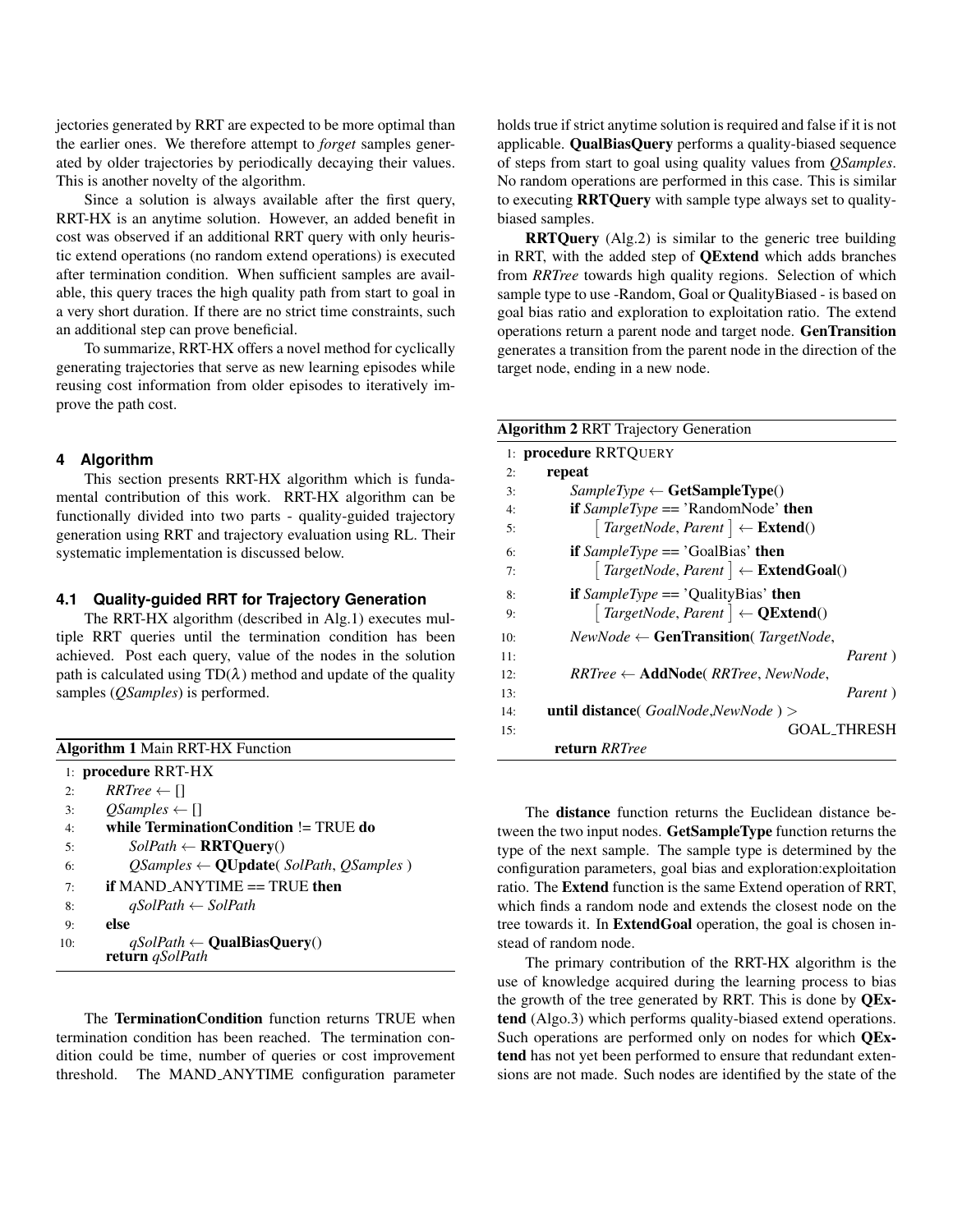jectories generated by RRT are expected to be more optimal than the earlier ones. We therefore attempt to *forget* samples generated by older trajectories by periodically decaying their values. This is another novelty of the algorithm.

Since a solution is always available after the first query, RRT-HX is an anytime solution. However, an added benefit in cost was observed if an additional RRT query with only heuristic extend operations (no random extend operations) is executed after termination condition. When sufficient samples are available, this query traces the high quality path from start to goal in a very short duration. If there are no strict time constraints, such an additional step can prove beneficial.

To summarize, RRT-HX offers a novel method for cyclically generating trajectories that serve as new learning episodes while reusing cost information from older episodes to iteratively improve the path cost.

## 4 Algorithm

This section presents RRT-HX algorithm which is fundamental contribution of this work. RRT-HX algorithm can be functionally divided into two parts - quality-guided trajectory generation using RRT and trajectory evaluation using RL. Their systematic implementation is discussed below.

### 4.1 Quality-guided RRT for Trajectory Generation

The RRT-HX algorithm (described in Alg.1) executes multiple RRT queries until the termination condition has been achieved. Post each query, value of the nodes in the solution path is calculated using TD($\lambda$) method and update of the quality samples (*QSamples*) is performed.

**Algorithm 1** Main RRT-HX Function

```
1:  procedure RRT-HX
2:      RRTree ← []
3:      QSamples ← []
4:      while TerminationCondition != TRUE do
5:          SolPath ← RRTQuery()
6:          QSamples ← QUpdate( SolPath, QSamples )
7:      if MAND_ANYTIME == TRUE then
8:          qSolPath ← SolPath
9:      else
10:         qSolPath ← QualBiasQuery()
        return qSolPath
```

The **TerminationCondition** function returns TRUE when termination condition has been reached. The termination condition could be time, number of queries or cost improvement threshold. The MAND_ANYTIME configuration parameter holds true if strict anytime solution is required and false if it is not applicable. **QualBiasQuery** performs a quality-biased sequence of steps from start to goal using quality values from *QSamples*. No random operations are performed in this case. This is similar to executing **RRTQuery** with sample type always set to quality-biased samples.

**RRTQuery** (Alg.2) is similar to the generic tree building in RRT, with the added step of **QExtend** which adds branches from *RRTree* towards high quality regions. Selection of which sample type to use -Random, Goal or QualityBiased - is based on goal bias ratio and exploration to exploitation ratio. The extend operations return a parent node and target node. **GenTransition** generates a transition from the parent node in the direction of the target node, ending in a new node.

**Algorithm 2** RRT Trajectory Generation

```
1:  procedure RRTQUERY
2:      repeat
3:          SampleType ← GetSampleType()
4:          if SampleType == 'RandomNode' then
5:              [ TargetNode, Parent ] ← Extend()
6:          if SampleType == 'GoalBias' then
7:              [ TargetNode, Parent ] ← ExtendGoal()
8:          if SampleType == 'QualityBias' then
9:              [ TargetNode, Parent ] ← QExtend()
10:         NewNode ← GenTransition( TargetNode,
11:                                           Parent )
12:         RRTree ← AddNode( RRTree, NewNode,
13:                                           Parent )
14:     until distance( GoalNode,NewNode ) >
15:                                     GOAL_THRESH
        return RRTree
```

The **distance** function returns the Euclidean distance between the two input nodes. **GetSampleType** function returns the type of the next sample. The sample type is determined by the configuration parameters, goal bias and exploration:exploitation ratio. The **Extend** function is the same Extend operation of RRT, which finds a random node and extends the closest node on the tree towards it. In **ExtendGoal** operation, the goal is chosen instead of random node.

The primary contribution of the RRT-HX algorithm is the use of knowledge acquired during the learning process to bias the growth of the tree generated by RRT. This is done by **QExtend** (Algo.3) which performs quality-biased extend operations. Such operations are performed only on nodes for which **QExtend** has not yet been performed to ensure that redundant extensions are not made. Such nodes are identified by the state of the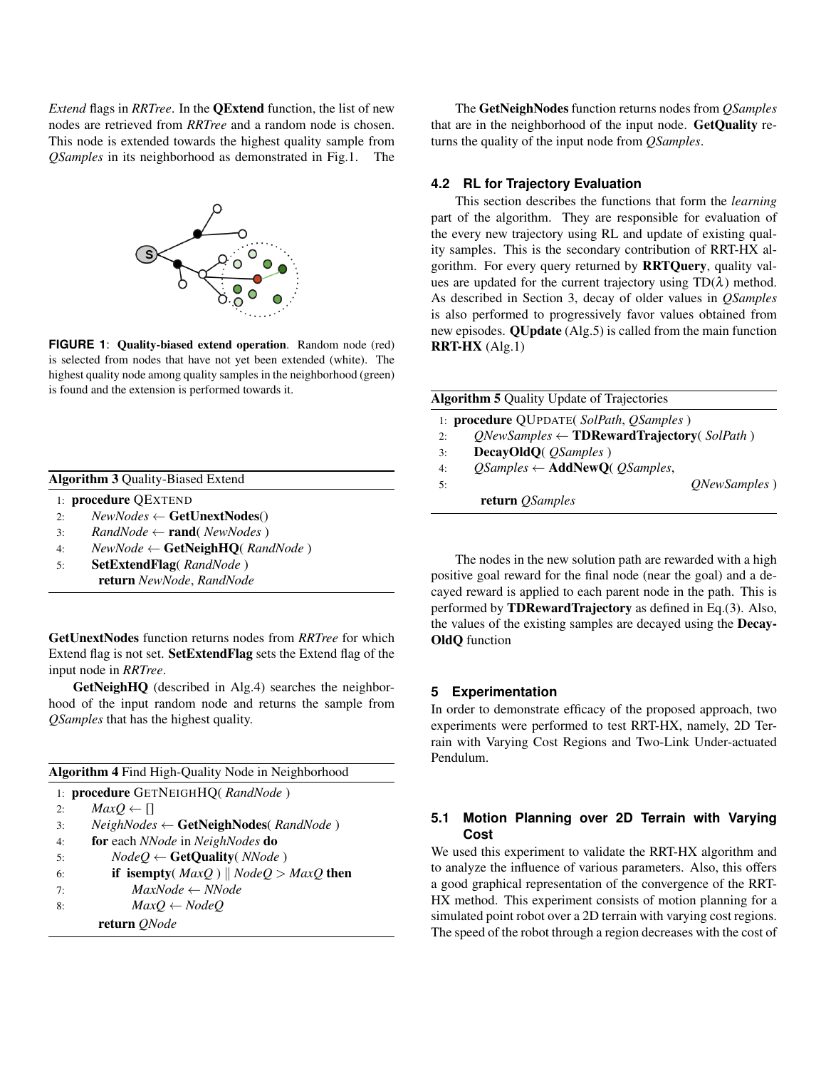*Extend* flags in *RRTree*. In the **QExtend** function, the list of new nodes are retrieved from *RRTree* and a random node is chosen. This node is extended towards the highest quality sample from *QSamples* in its neighborhood as demonstrated in Fig.1. The

**FIGURE 1**: **Quality-biased extend operation**. Random node (red) is selected from nodes that have not yet been extended (white). The highest quality node among quality samples in the neighborhood (green) is found and the extension is performed towards it.

**Algorithm 3** Quality-Biased Extend

```
1: procedure QEXTEND
2:     NewNodes ← GetUnextNodes()
3:     RandNode ← rand( NewNodes )
4:     NewNode ← GetNeighHQ( RandNode )
5:     SetExtendFlag( RandNode )
       return NewNode, RandNode
```

**GetUnextNodes** function returns nodes from *RRTree* for which Extend flag is not set. **SetExtendFlag** sets the Extend flag of the input node in *RRTree*.

**GetNeighHQ** (described in Alg.4) searches the neighborhood of the input random node and returns the sample from *QSamples* that has the highest quality.

**Algorithm 4** Find High-Quality Node in Neighborhood

```
1: procedure GETNEIGHHQ( RandNode )
2:     MaxQ ← []
3:     NeighNodes ← GetNeighNodes( RandNode )
4:     for each NNode in NeighNodes do
5:         NodeQ ← GetQuality( NNode )
6:         if isempty( MaxQ ) || NodeQ > MaxQ then
7:             MaxNode ← NNode
8:             MaxQ ← NodeQ
       return QNode
```

The **GetNeighNodes** function returns nodes from *QSamples* that are in the neighborhood of the input node. **GetQuality** returns the quality of the input node from *QSamples*.

### 4.2 RL for Trajectory Evaluation

This section describes the functions that form the *learning* part of the algorithm. They are responsible for evaluation of the every new trajectory using RL and update of existing quality samples. This is the secondary contribution of RRT-HX algorithm. For every query returned by **RRTQuery**, quality values are updated for the current trajectory using TD($\lambda$) method. As described in Section 3, decay of older values in *QSamples* is also performed to progressively favor values obtained from new episodes. **QUpdate** (Alg.5) is called from the main function **RRT-HX** (Alg.1)

**Algorithm 5** Quality Update of Trajectories

```
1: procedure QUPDATE( SolPath, QSamples )
2:     QNewSamples ← TDRewardTrajectory( SolPath )
3:     DecayOldQ( QSamples )
4:     QSamples ← AddNewQ( QSamples,
5:                                     QNewSamples )
       return QSamples
```

The nodes in the new solution path are rewarded with a high positive goal reward for the final node (near the goal) and a decayed reward is applied to each parent node in the path. This is performed by **TDRewardTrajectory** as defined in Eq.(3). Also, the values of the existing samples are decayed using the **DecayOldQ** function

## 5 Experimentation

In order to demonstrate efficacy of the proposed approach, two experiments were performed to test RRT-HX, namely, 2D Terrain with Varying Cost Regions and Two-Link Under-actuated Pendulum.

### 5.1 Motion Planning over 2D Terrain with Varying Cost

We used this experiment to validate the RRT-HX algorithm and to analyze the influence of various parameters. Also, this offers a good graphical representation of the convergence of the RRT-HX method. This experiment consists of motion planning for a simulated point robot over a 2D terrain with varying cost regions. The speed of the robot through a region decreases with the cost of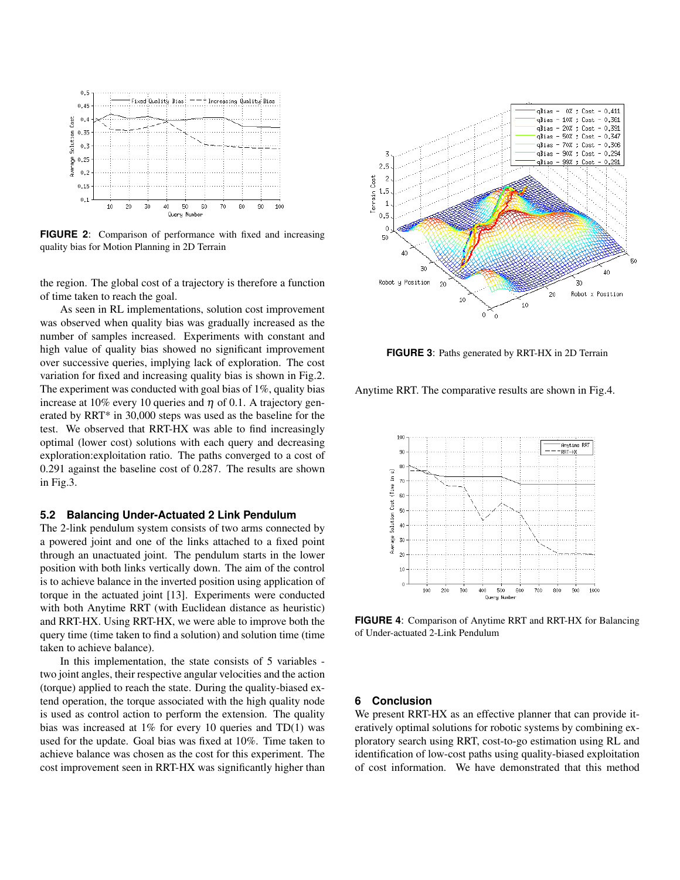0.5
0.45
0.4
0.35
0.3
0.25
0.2
0.15
0.1
Average Solution Cost
10 20 30 40 50 60 70 80 90 100
Query Number
Fixed Quality Bias
Increasing Quality Bias

**FIGURE 2**: Comparison of performance with fixed and increasing quality bias for Motion Planning in 2D Terrain

the region. The global cost of a trajectory is therefore a function of time taken to reach the goal.

As seen in RL implementations, solution cost improvement was observed when quality bias was gradually increased as the number of samples increased. Experiments with constant and high value of quality bias showed no significant improvement over successive queries, implying lack of exploration. The cost variation for fixed and increasing quality bias is shown in Fig.2. The experiment was conducted with goal bias of 1%, quality bias increase at 10% every 10 queries and $\eta$ of 0.1. A trajectory generated by RRT* in 30,000 steps was used as the baseline for the test. We observed that RRT-HX was able to find increasingly optimal (lower cost) solutions with each query and decreasing exploration:exploitation ratio. The paths converged to a cost of 0.291 against the baseline cost of 0.287. The results are shown in Fig.3.

### 5.2 Balancing Under-Actuated 2 Link Pendulum

The 2-link pendulum system consists of two arms connected by a powered joint and one of the links attached to a fixed point through an unactuated joint. The pendulum starts in the lower position with both links vertically down. The aim of the control is to achieve balance in the inverted position using application of torque in the actuated joint [13]. Experiments were conducted with both Anytime RRT (with Euclidean distance as heuristic) and RRT-HX. Using RRT-HX, we were able to improve both the query time (time taken to find a solution) and solution time (time taken to achieve balance).

In this implementation, the state consists of 5 variables - two joint angles, their respective angular velocities and the action (torque) applied to reach the state. During the quality-biased extend operation, the torque associated with the high quality node is used as control action to perform the extension. The quality bias was increased at 1% for every 10 queries and TD(1) was used for the update. Goal bias was fixed at 10%. Time taken to achieve balance was chosen as the cost for this experiment. The cost improvement seen in RRT-HX was significantly higher than Anytime RRT. The comparative results are shown in Fig.4.

qBias - 0% ; Cost - 0.411
qBias - 10% ; Cost - 0.361
qBias - 20% ; Cost - 0.391
qBias - 50% ; Cost - 0.347
qBias - 70% ; Cost - 0.306
qBias - 90% ; Cost - 0.294
qBias - 99% ; Cost - 0.291
Terrain Cost
3
2.5
2
1.5
1
0.5
0
Robot y Position
50 40 30 20 10 0
Robot x Position
0 10 20 30 40 50

**FIGURE 3**: Paths generated by RRT-HX in 2D Terrain

100
90
80
70
60
50
40
30
20
10
0
Average Solution Cost (Time in s)
100 200 300 400 500 600 700 800 900 1000
Query Number
Anytime RRT
RRT-HX

**FIGURE 4**: Comparison of Anytime RRT and RRT-HX for Balancing of Under-actuated 2-Link Pendulum

## 6 Conclusion

We present RRT-HX as an effective planner that can provide iteratively optimal solutions for robotic systems by combining exploratory search using RRT, cost-to-go estimation using RL and identification of low-cost paths using quality-biased exploitation of cost information. We have demonstrated that this method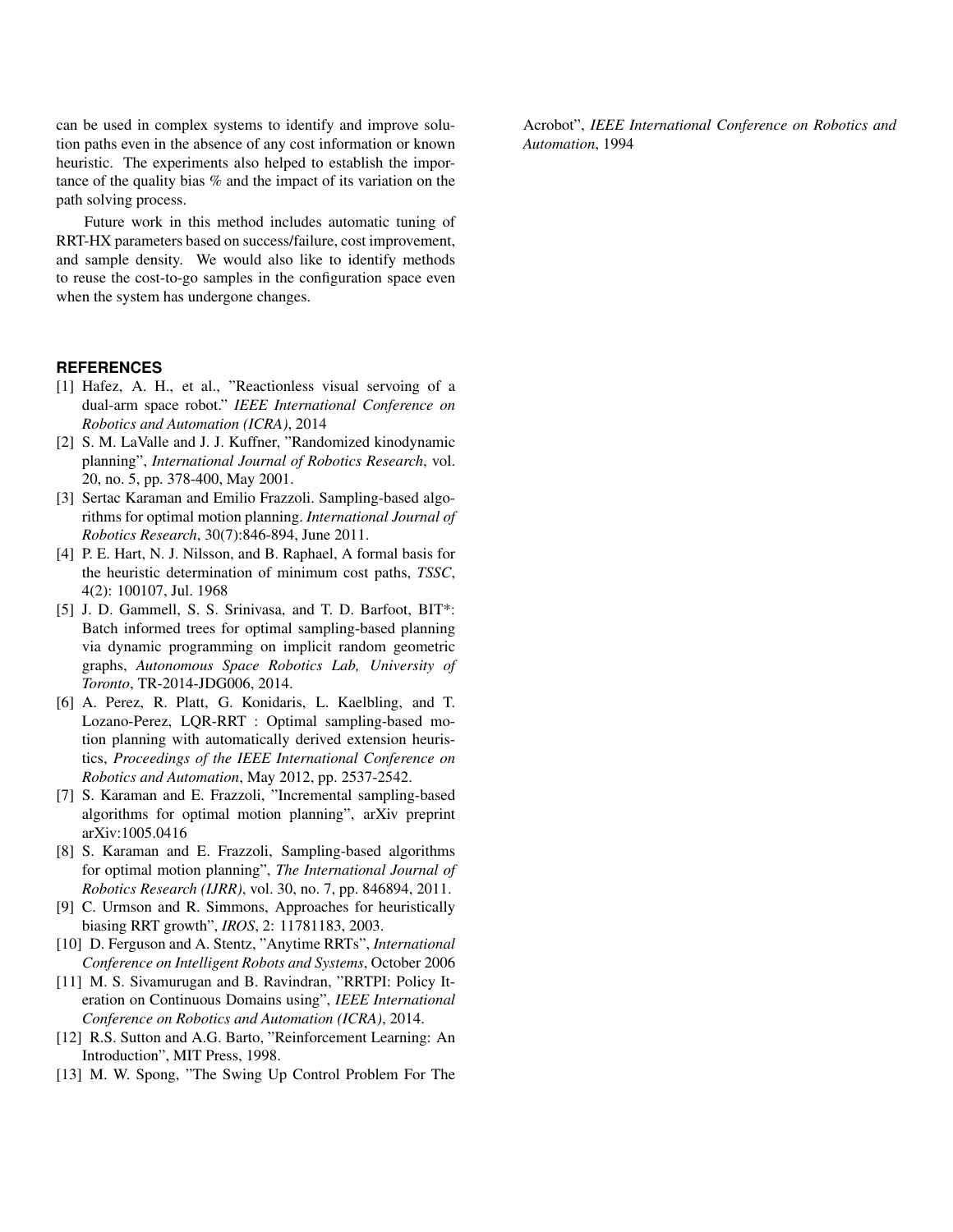can be used in complex systems to identify and improve solution paths even in the absence of any cost information or known heuristic. The experiments also helped to establish the importance of the quality bias % and the impact of its variation on the path solving process.

Future work in this method includes automatic tuning of RRT-HX parameters based on success/failure, cost improvement, and sample density. We would also like to identify methods to reuse the cost-to-go samples in the configuration space even when the system has undergone changes.

## REFERENCES

[1] Hafez, A. H., et al., "Reactionless visual servoing of a dual-arm space robot." *IEEE International Conference on Robotics and Automation (ICRA)*, 2014

[2] S. M. LaValle and J. J. Kuffner, "Randomized kinodynamic planning", *International Journal of Robotics Research*, vol. 20, no. 5, pp. 378-400, May 2001.

[3] Sertac Karaman and Emilio Frazzoli. Sampling-based algorithms for optimal motion planning. *International Journal of Robotics Research*, 30(7):846-894, June 2011.

[4] P. E. Hart, N. J. Nilsson, and B. Raphael, A formal basis for the heuristic determination of minimum cost paths, *TSSC*, 4(2): 100107, Jul. 1968

[5] J. D. Gammell, S. S. Srinivasa, and T. D. Barfoot, BIT*: Batch informed trees for optimal sampling-based planning via dynamic programming on implicit random geometric graphs, *Autonomous Space Robotics Lab, University of Toronto*, TR-2014-JDG006, 2014.

[6] A. Perez, R. Platt, G. Konidaris, L. Kaelbling, and T. Lozano-Perez, LQR-RRT : Optimal sampling-based motion planning with automatically derived extension heuristics, *Proceedings of the IEEE International Conference on Robotics and Automation*, May 2012, pp. 2537-2542.

[7] S. Karaman and E. Frazzoli, "Incremental sampling-based algorithms for optimal motion planning", arXiv preprint arXiv:1005.0416

[8] S. Karaman and E. Frazzoli, Sampling-based algorithms for optimal motion planning", *The International Journal of Robotics Research (IJRR)*, vol. 30, no. 7, pp. 846894, 2011.

[9] C. Urmson and R. Simmons, Approaches for heuristically biasing RRT growth", *IROS*, 2: 11781183, 2003.

[10] D. Ferguson and A. Stentz, "Anytime RRTs", *International Conference on Intelligent Robots and Systems*, October 2006

[11] M. S. Sivamurugan and B. Ravindran, "RRTPI: Policy Iteration on Continuous Domains using", *IEEE International Conference on Robotics and Automation (ICRA)*, 2014.

[12] R.S. Sutton and A.G. Barto, "Reinforcement Learning: An Introduction", MIT Press, 1998.

[13] M. W. Spong, "The Swing Up Control Problem For The Acrobot", *IEEE International Conference on Robotics and Automation*, 1994